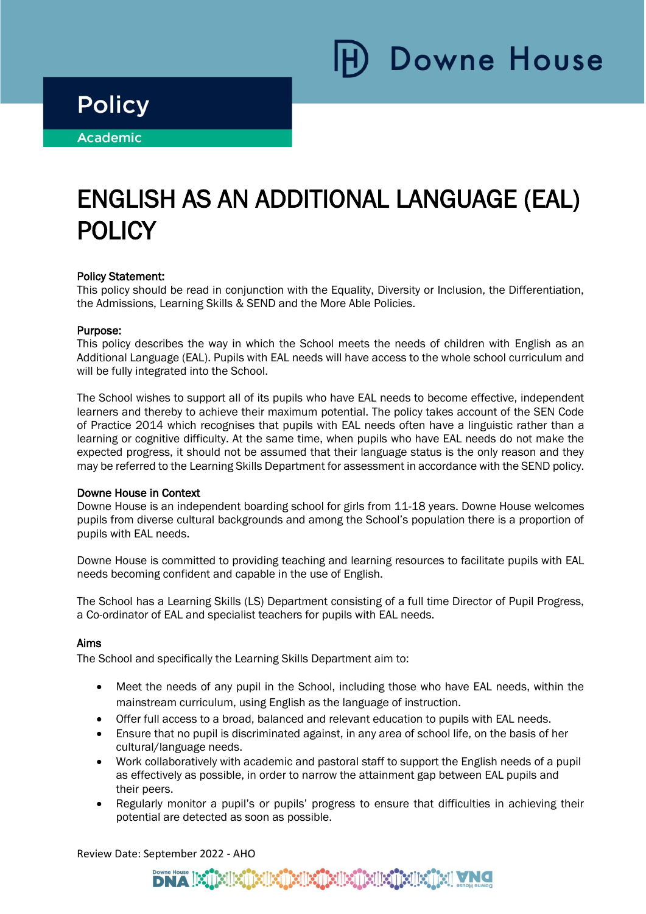Policy

Academic

# ENGLISH AS AN ADDITIONAL LANGUAGE (EAL) POLICY

**Policy Statement:**
This policy should be read in conjunction with the Equality, Diversity or Inclusion, the Differentiation, the Admissions, Learning Skills & SEND and the More Able Policies.

**Purpose:**
This policy describes the way in which the School meets the needs of children with English as an Additional Language (EAL). Pupils with EAL needs will have access to the whole school curriculum and will be fully integrated into the School.

The School wishes to support all of its pupils who have EAL needs to become effective, independent learners and thereby to achieve their maximum potential. The policy takes account of the SEN Code of Practice 2014 which recognises that pupils with EAL needs often have a linguistic rather than a learning or cognitive difficulty. At the same time, when pupils who have EAL needs do not make the expected progress, it should not be assumed that their language status is the only reason and they may be referred to the Learning Skills Department for assessment in accordance with the SEND policy.

**Downe House in Context**
Downe House is an independent boarding school for girls from 11-18 years. Downe House welcomes pupils from diverse cultural backgrounds and among the School's population there is a proportion of pupils with EAL needs.

Downe House is committed to providing teaching and learning resources to facilitate pupils with EAL needs becoming confident and capable in the use of English.

The School has a Learning Skills (LS) Department consisting of a full time Director of Pupil Progress, a Co-ordinator of EAL and specialist teachers for pupils with EAL needs.

**Aims**
The School and specifically the Learning Skills Department aim to:

- Meet the needs of any pupil in the School, including those who have EAL needs, within the mainstream curriculum, using English as the language of instruction.
- Offer full access to a broad, balanced and relevant education to pupils with EAL needs.
- Ensure that no pupil is discriminated against, in any area of school life, on the basis of her cultural/language needs.
- Work collaboratively with academic and pastoral staff to support the English needs of a pupil as effectively as possible, in order to narrow the attainment gap between EAL pupils and their peers.
- Regularly monitor a pupil's or pupils' progress to ensure that difficulties in achieving their potential are detected as soon as possible.

Review Date: September 2022 - AHO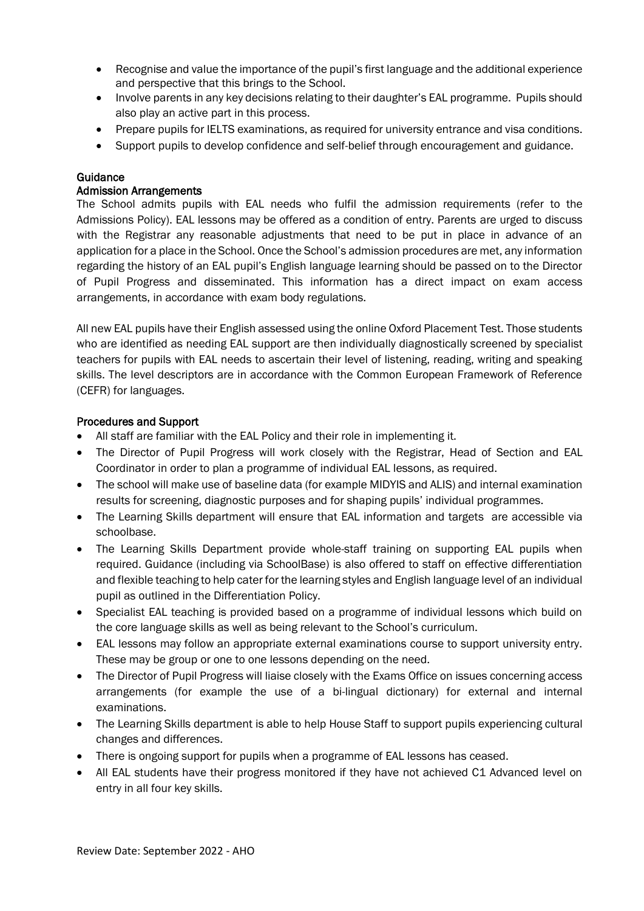- Recognise and value the importance of the pupil's first language and the additional experience and perspective that this brings to the School.
- Involve parents in any key decisions relating to their daughter's EAL programme. Pupils should also play an active part in this process.
- Prepare pupils for IELTS examinations, as required for university entrance and visa conditions.
- Support pupils to develop confidence and self-belief through encouragement and guidance.

## Guidance

### Admission Arrangements

The School admits pupils with EAL needs who fulfil the admission requirements (refer to the Admissions Policy). EAL lessons may be offered as a condition of entry. Parents are urged to discuss with the Registrar any reasonable adjustments that need to be put in place in advance of an application for a place in the School. Once the School's admission procedures are met, any information regarding the history of an EAL pupil's English language learning should be passed on to the Director of Pupil Progress and disseminated. This information has a direct impact on exam access arrangements, in accordance with exam body regulations.

All new EAL pupils have their English assessed using the online Oxford Placement Test. Those students who are identified as needing EAL support are then individually diagnostically screened by specialist teachers for pupils with EAL needs to ascertain their level of listening, reading, writing and speaking skills. The level descriptors are in accordance with the Common European Framework of Reference (CEFR) for languages.

### Procedures and Support

- All staff are familiar with the EAL Policy and their role in implementing it.
- The Director of Pupil Progress will work closely with the Registrar, Head of Section and EAL Coordinator in order to plan a programme of individual EAL lessons, as required.
- The school will make use of baseline data (for example MIDYIS and ALIS) and internal examination results for screening, diagnostic purposes and for shaping pupils' individual programmes.
- The Learning Skills department will ensure that EAL information and targets are accessible via schoolbase.
- The Learning Skills Department provide whole-staff training on supporting EAL pupils when required. Guidance (including via SchoolBase) is also offered to staff on effective differentiation and flexible teaching to help cater for the learning styles and English language level of an individual pupil as outlined in the Differentiation Policy.
- Specialist EAL teaching is provided based on a programme of individual lessons which build on the core language skills as well as being relevant to the School's curriculum.
- EAL lessons may follow an appropriate external examinations course to support university entry. These may be group or one to one lessons depending on the need.
- The Director of Pupil Progress will liaise closely with the Exams Office on issues concerning access arrangements (for example the use of a bi-lingual dictionary) for external and internal examinations.
- The Learning Skills department is able to help House Staff to support pupils experiencing cultural changes and differences.
- There is ongoing support for pupils when a programme of EAL lessons has ceased.
- All EAL students have their progress monitored if they have not achieved C1 Advanced level on entry in all four key skills.

Review Date: September 2022 - AHO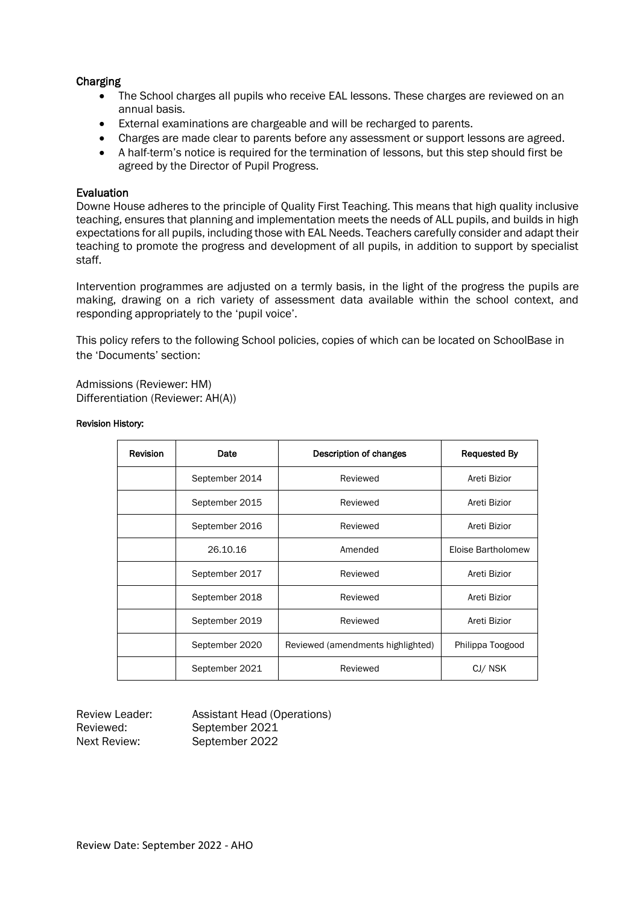### Charging

- The School charges all pupils who receive EAL lessons. These charges are reviewed on an annual basis.
- External examinations are chargeable and will be recharged to parents.
- Charges are made clear to parents before any assessment or support lessons are agreed.
- A half-term's notice is required for the termination of lessons, but this step should first be agreed by the Director of Pupil Progress.

### Evaluation

Downe House adheres to the principle of Quality First Teaching. This means that high quality inclusive teaching, ensures that planning and implementation meets the needs of ALL pupils, and builds in high expectations for all pupils, including those with EAL Needs. Teachers carefully consider and adapt their teaching to promote the progress and development of all pupils, in addition to support by specialist staff.

Intervention programmes are adjusted on a termly basis, in the light of the progress the pupils are making, drawing on a rich variety of assessment data available within the school context, and responding appropriately to the 'pupil voice'.

This policy refers to the following School policies, copies of which can be located on SchoolBase in the 'Documents' section:

Admissions (Reviewer: HM)
Differentiation (Reviewer: AH(A))

**Revision History:**

| Revision | Date | Description of changes | Requested By |
|---|---|---|---|
| | September 2014 | Reviewed | Areti Bizior |
| | September 2015 | Reviewed | Areti Bizior |
| | September 2016 | Reviewed | Areti Bizior |
| | 26.10.16 | Amended | Eloise Bartholomew |
| | September 2017 | Reviewed | Areti Bizior |
| | September 2018 | Reviewed | Areti Bizior |
| | September 2019 | Reviewed | Areti Bizior |
| | September 2020 | Reviewed (amendments highlighted) | Philippa Toogood |
| | September 2021 | Reviewed | CJ/ NSK |

Review Leader: Assistant Head (Operations)
Reviewed: September 2021
Next Review: September 2022